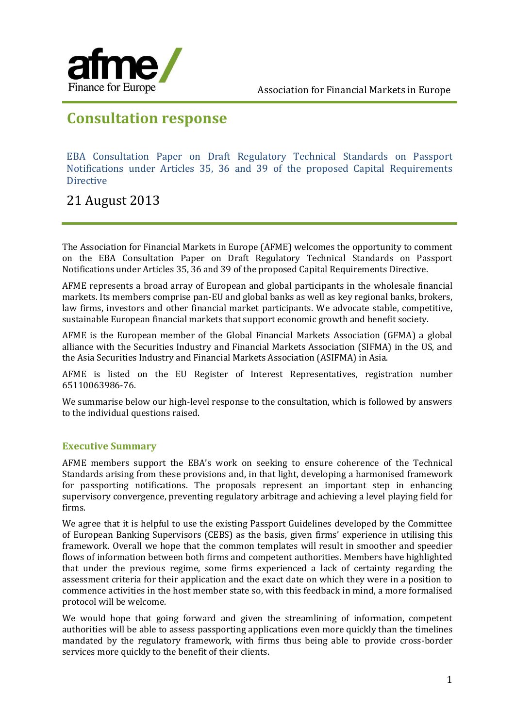Association for Financial Markets in Europe

# Consultation response

EBA Consultation Paper on Draft Regulatory Technical Standards on Passport Notifications under Articles 35, 36 and 39 of the proposed Capital Requirements Directive

21 August 2013

The Association for Financial Markets in Europe (AFME) welcomes the opportunity to comment on the EBA Consultation Paper on Draft Regulatory Technical Standards on Passport Notifications under Articles 35, 36 and 39 of the proposed Capital Requirements Directive.

AFME represents a broad array of European and global participants in the wholesale financial markets. Its members comprise pan-EU and global banks as well as key regional banks, brokers, law firms, investors and other financial market participants. We advocate stable, competitive, sustainable European financial markets that support economic growth and benefit society.

AFME is the European member of the Global Financial Markets Association (GFMA) a global alliance with the Securities Industry and Financial Markets Association (SIFMA) in the US, and the Asia Securities Industry and Financial Markets Association (ASIFMA) in Asia.

AFME is listed on the EU Register of Interest Representatives, registration number 65110063986-76.

We summarise below our high-level response to the consultation, which is followed by answers to the individual questions raised.

## Executive Summary

AFME members support the EBA's work on seeking to ensure coherence of the Technical Standards arising from these provisions and, in that light, developing a harmonised framework for passporting notifications. The proposals represent an important step in enhancing supervisory convergence, preventing regulatory arbitrage and achieving a level playing field for firms.

We agree that it is helpful to use the existing Passport Guidelines developed by the Committee of European Banking Supervisors (CEBS) as the basis, given firms' experience in utilising this framework. Overall we hope that the common templates will result in smoother and speedier flows of information between both firms and competent authorities. Members have highlighted that under the previous regime, some firms experienced a lack of certainty regarding the assessment criteria for their application and the exact date on which they were in a position to commence activities in the host member state so, with this feedback in mind, a more formalised protocol will be welcome.

We would hope that going forward and given the streamlining of information, competent authorities will be able to assess passporting applications even more quickly than the timelines mandated by the regulatory framework, with firms thus being able to provide cross-border services more quickly to the benefit of their clients.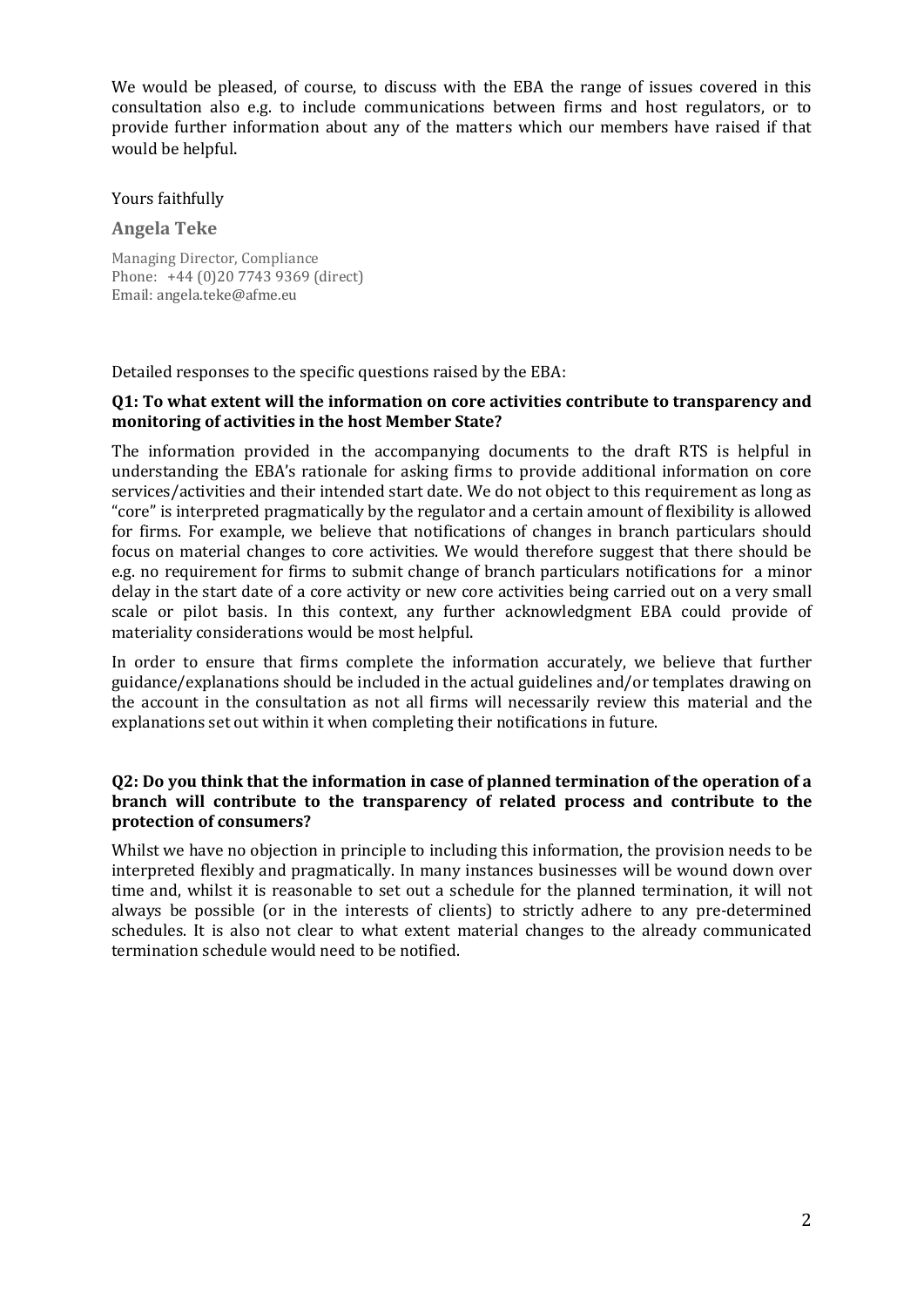We would be pleased, of course, to discuss with the EBA the range of issues covered in this consultation also e.g. to include communications between firms and host regulators, or to provide further information about any of the matters which our members have raised if that would be helpful.

Yours faithfully

**Angela Teke**

Managing Director, Compliance
Phone: +44 (0)20 7743 9369 (direct)
Email: angela.teke@afme.eu

Detailed responses to the specific questions raised by the EBA:

**Q1: To what extent will the information on core activities contribute to transparency and monitoring of activities in the host Member State?**

The information provided in the accompanying documents to the draft RTS is helpful in understanding the EBA's rationale for asking firms to provide additional information on core services/activities and their intended start date. We do not object to this requirement as long as "core" is interpreted pragmatically by the regulator and a certain amount of flexibility is allowed for firms. For example, we believe that notifications of changes in branch particulars should focus on material changes to core activities. We would therefore suggest that there should be e.g. no requirement for firms to submit change of branch particulars notifications for a minor delay in the start date of a core activity or new core activities being carried out on a very small scale or pilot basis. In this context, any further acknowledgment EBA could provide of materiality considerations would be most helpful.

In order to ensure that firms complete the information accurately, we believe that further guidance/explanations should be included in the actual guidelines and/or templates drawing on the account in the consultation as not all firms will necessarily review this material and the explanations set out within it when completing their notifications in future.

**Q2: Do you think that the information in case of planned termination of the operation of a branch will contribute to the transparency of related process and contribute to the protection of consumers?**

Whilst we have no objection in principle to including this information, the provision needs to be interpreted flexibly and pragmatically. In many instances businesses will be wound down over time and, whilst it is reasonable to set out a schedule for the planned termination, it will not always be possible (or in the interests of clients) to strictly adhere to any pre-determined schedules. It is also not clear to what extent material changes to the already communicated termination schedule would need to be notified.